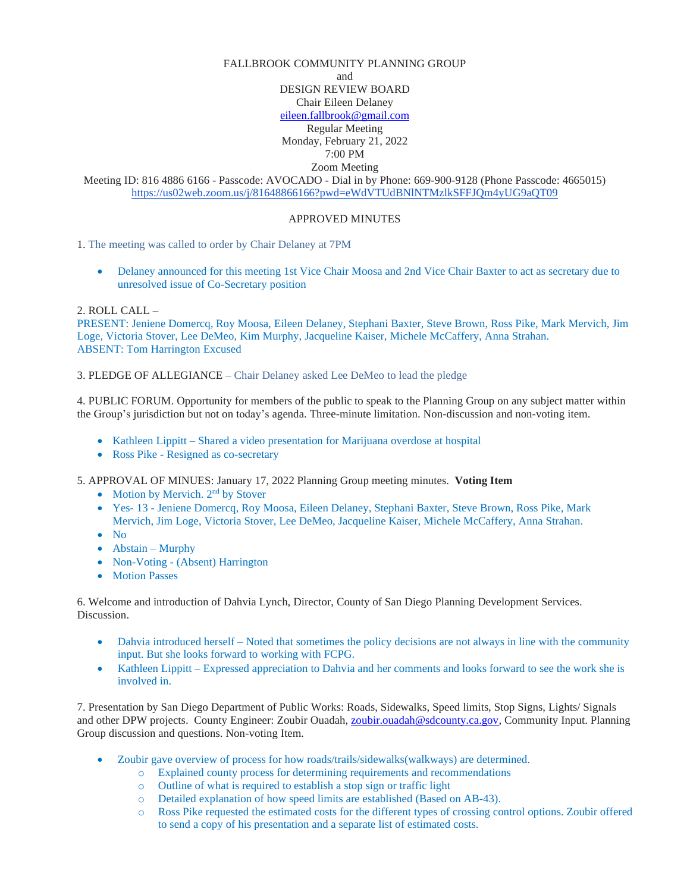FALLBROOK COMMUNITY PLANNING GROUP
and
DESIGN REVIEW BOARD
Chair Eileen Delaney
eileen.fallbrook@gmail.com
Regular Meeting
Monday, February 21, 2022
7:00 PM
Zoom Meeting
Meeting ID: 816 4886 6166 - Passcode: AVOCADO - Dial in by Phone: 669-900-9128 (Phone Passcode: 4665015)
https://us02web.zoom.us/j/81648866166?pwd=eWdVTUdBNlNTMzlkSFFJQm4yUG9aQT09

APPROVED MINUTES

1. The meeting was called to order by Chair Delaney at 7PM

- Delaney announced for this meeting 1st Vice Chair Moosa and 2nd Vice Chair Baxter to act as secretary due to unresolved issue of Co-Secretary position

2. ROLL CALL –
PRESENT: Jeniene Domercq, Roy Moosa, Eileen Delaney, Stephani Baxter, Steve Brown, Ross Pike, Mark Mervich, Jim Loge, Victoria Stover, Lee DeMeo, Kim Murphy, Jacqueline Kaiser, Michele McCaffery, Anna Strahan.
ABSENT: Tom Harrington Excused

3. PLEDGE OF ALLEGIANCE – Chair Delaney asked Lee DeMeo to lead the pledge

4. PUBLIC FORUM. Opportunity for members of the public to speak to the Planning Group on any subject matter within the Group's jurisdiction but not on today's agenda. Three-minute limitation. Non-discussion and non-voting item.

- Kathleen Lippitt – Shared a video presentation for Marijuana overdose at hospital
- Ross Pike - Resigned as co-secretary

5. APPROVAL OF MINUES: January 17, 2022 Planning Group meeting minutes. **Voting Item**

- Motion by Mervich. 2nd by Stover
- Yes- 13 - Jeniene Domercq, Roy Moosa, Eileen Delaney, Stephani Baxter, Steve Brown, Ross Pike, Mark Mervich, Jim Loge, Victoria Stover, Lee DeMeo, Jacqueline Kaiser, Michele McCaffery, Anna Strahan.
- No
- Abstain – Murphy
- Non-Voting - (Absent) Harrington
- Motion Passes

6. Welcome and introduction of Dahvia Lynch, Director, County of San Diego Planning Development Services. Discussion.

- Dahvia introduced herself – Noted that sometimes the policy decisions are not always in line with the community input. But she looks forward to working with FCPG.
- Kathleen Lippitt – Expressed appreciation to Dahvia and her comments and looks forward to see the work she is involved in.

7. Presentation by San Diego Department of Public Works: Roads, Sidewalks, Speed limits, Stop Signs, Lights/ Signals and other DPW projects. County Engineer: Zoubir Ouadah, zoubir.ouadah@sdcounty.ca.gov, Community Input. Planning Group discussion and questions. Non-voting Item.

- Zoubir gave overview of process for how roads/trails/sidewalks(walkways) are determined.
  - Explained county process for determining requirements and recommendations
  - Outline of what is required to establish a stop sign or traffic light
  - Detailed explanation of how speed limits are established (Based on AB-43).
  - Ross Pike requested the estimated costs for the different types of crossing control options. Zoubir offered to send a copy of his presentation and a separate list of estimated costs.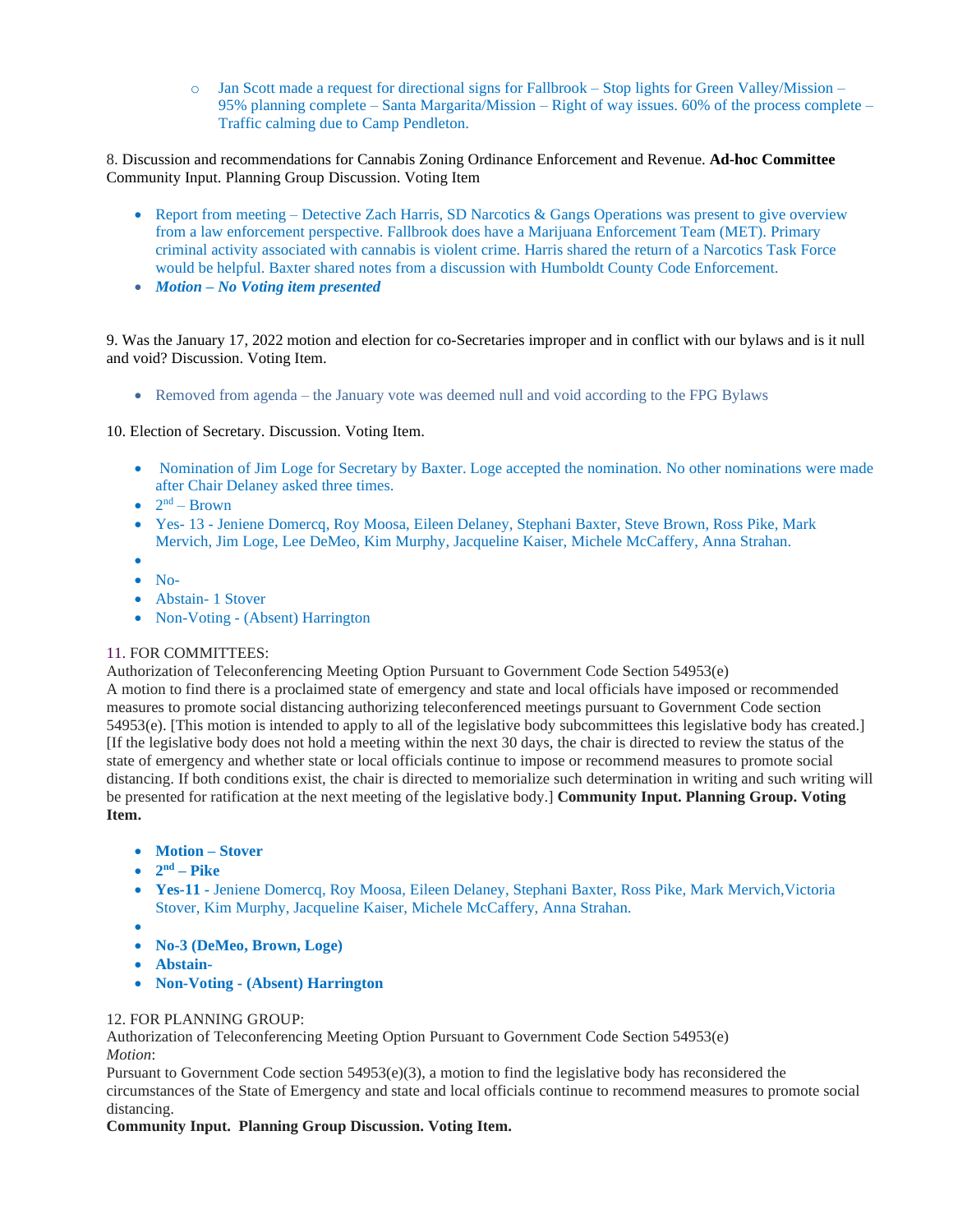- Jan Scott made a request for directional signs for Fallbrook – Stop lights for Green Valley/Mission – 95% planning complete – Santa Margarita/Mission – Right of way issues. 60% of the process complete – Traffic calming due to Camp Pendleton.

8. Discussion and recommendations for Cannabis Zoning Ordinance Enforcement and Revenue. **Ad-hoc Committee** Community Input. Planning Group Discussion. Voting Item

- Report from meeting – Detective Zach Harris, SD Narcotics & Gangs Operations was present to give overview from a law enforcement perspective. Fallbrook does have a Marijuana Enforcement Team (MET). Primary criminal activity associated with cannabis is violent crime. Harris shared the return of a Narcotics Task Force would be helpful. Baxter shared notes from a discussion with Humboldt County Code Enforcement.
- ***Motion – No Voting item presented***

9. Was the January 17, 2022 motion and election for co-Secretaries improper and in conflict with our bylaws and is it null and void? Discussion. Voting Item.

- Removed from agenda – the January vote was deemed null and void according to the FPG Bylaws

10. Election of Secretary. Discussion. Voting Item.

- Nomination of Jim Loge for Secretary by Baxter. Loge accepted the nomination. No other nominations were made after Chair Delaney asked three times.
- 2nd – Brown
- Yes- 13 - Jeniene Domercq, Roy Moosa, Eileen Delaney, Stephani Baxter, Steve Brown, Ross Pike, Mark Mervich, Jim Loge, Lee DeMeo, Kim Murphy, Jacqueline Kaiser, Michele McCaffery, Anna Strahan.
- 
- No-
- Abstain- 1 Stover
- Non-Voting - (Absent) Harrington

11. FOR COMMITTEES:
Authorization of Teleconferencing Meeting Option Pursuant to Government Code Section 54953(e)
A motion to find there is a proclaimed state of emergency and state and local officials have imposed or recommended measures to promote social distancing authorizing teleconferenced meetings pursuant to Government Code section 54953(e). [This motion is intended to apply to all of the legislative body subcommittees this legislative body has created.] [If the legislative body does not hold a meeting within the next 30 days, the chair is directed to review the status of the state of emergency and whether state or local officials continue to impose or recommend measures to promote social distancing. If both conditions exist, the chair is directed to memorialize such determination in writing and such writing will be presented for ratification at the next meeting of the legislative body.] **Community Input. Planning Group. Voting Item.**

- **Motion – Stover**
- **2nd – Pike**
- **Yes-11 -** Jeniene Domercq, Roy Moosa, Eileen Delaney, Stephani Baxter, Ross Pike, Mark Mervich,Victoria Stover, Kim Murphy, Jacqueline Kaiser, Michele McCaffery, Anna Strahan.
- 
- **No-3 (DeMeo, Brown, Loge)**
- **Abstain-**
- **Non-Voting - (Absent) Harrington**

12. FOR PLANNING GROUP:
Authorization of Teleconferencing Meeting Option Pursuant to Government Code Section 54953(e)
*Motion*:
Pursuant to Government Code section 54953(e)(3), a motion to find the legislative body has reconsidered the circumstances of the State of Emergency and state and local officials continue to recommend measures to promote social distancing.
**Community Input. Planning Group Discussion. Voting Item.**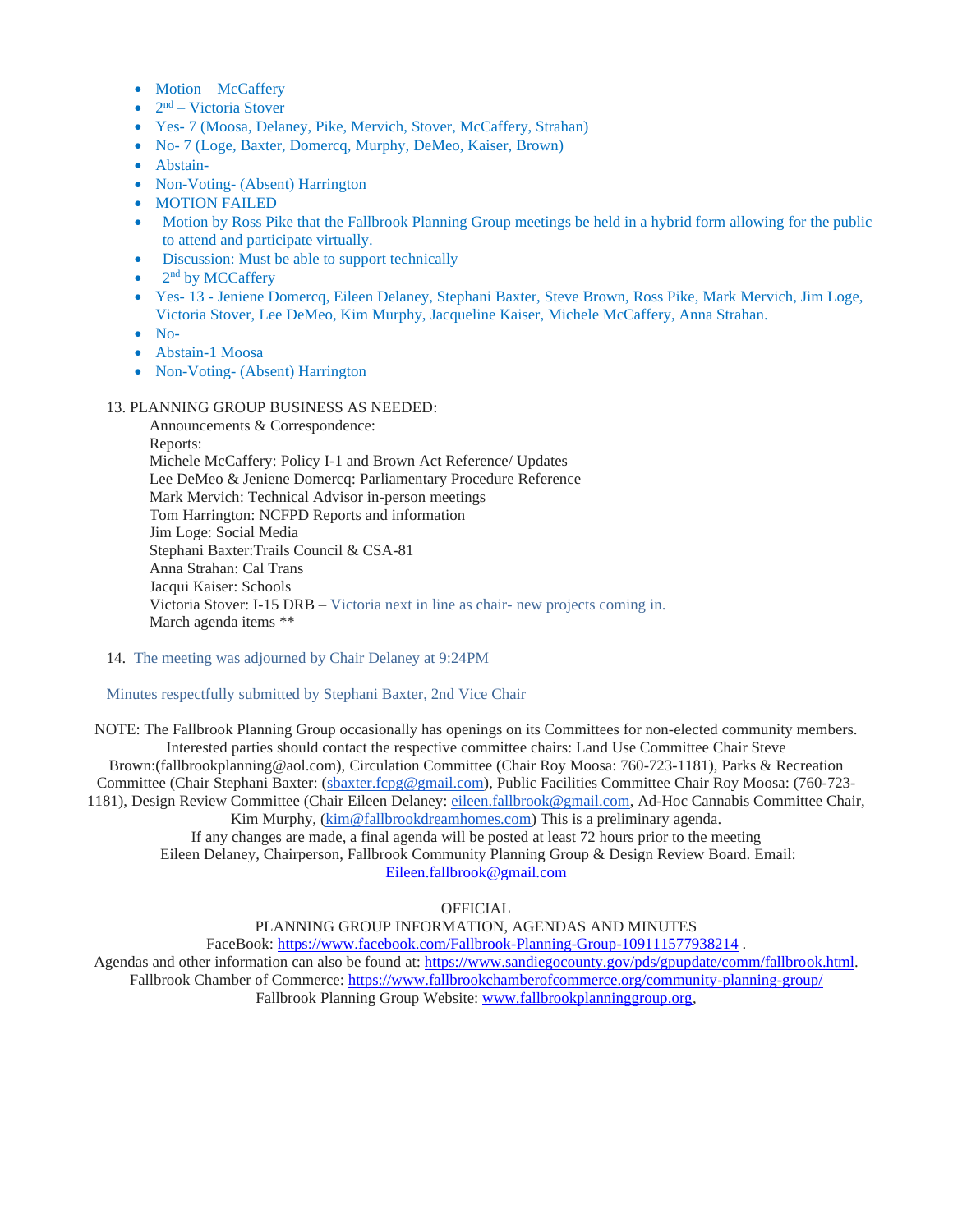- Motion – McCaffery
- 2nd – Victoria Stover
- Yes- 7 (Moosa, Delaney, Pike, Mervich, Stover, McCaffery, Strahan)
- No- 7 (Loge, Baxter, Domercq, Murphy, DeMeo, Kaiser, Brown)
- Abstain-
- Non-Voting- (Absent) Harrington
- MOTION FAILED
- Motion by Ross Pike that the Fallbrook Planning Group meetings be held in a hybrid form allowing for the public to attend and participate virtually.
- Discussion: Must be able to support technically
- 2nd by MCCaffery
- Yes- 13 - Jeniene Domercq, Eileen Delaney, Stephani Baxter, Steve Brown, Ross Pike, Mark Mervich, Jim Loge, Victoria Stover, Lee DeMeo, Kim Murphy, Jacqueline Kaiser, Michele McCaffery, Anna Strahan.
- No-
- Abstain-1 Moosa
- Non-Voting- (Absent) Harrington

13. PLANNING GROUP BUSINESS AS NEEDED:
    Announcements & Correspondence:
    Reports:
    Michele McCaffery: Policy I-1 and Brown Act Reference/ Updates
    Lee DeMeo & Jeniene Domercq: Parliamentary Procedure Reference
    Mark Mervich: Technical Advisor in-person meetings
    Tom Harrington: NCFPD Reports and information
    Jim Loge: Social Media
    Stephani Baxter:Trails Council & CSA-81
    Anna Strahan: Cal Trans
    Jacqui Kaiser: Schools
    Victoria Stover: I-15 DRB – Victoria next in line as chair- new projects coming in.
    March agenda items **

14. The meeting was adjourned by Chair Delaney at 9:24PM

Minutes respectfully submitted by Stephani Baxter, 2nd Vice Chair

NOTE: The Fallbrook Planning Group occasionally has openings on its Committees for non-elected community members. Interested parties should contact the respective committee chairs: Land Use Committee Chair Steve Brown:(fallbrookplanning@aol.com), Circulation Committee (Chair Roy Moosa: 760-723-1181), Parks & Recreation Committee (Chair Stephani Baxter: (sbaxter.fcpg@gmail.com), Public Facilities Committee Chair Roy Moosa: (760-723-1181), Design Review Committee (Chair Eileen Delaney: eileen.fallbrook@gmail.com, Ad-Hoc Cannabis Committee Chair, Kim Murphy, (kim@fallbrookdreamhomes.com) This is a preliminary agenda.
If any changes are made, a final agenda will be posted at least 72 hours prior to the meeting
Eileen Delaney, Chairperson, Fallbrook Community Planning Group & Design Review Board. Email: Eileen.fallbrook@gmail.com

OFFICIAL
PLANNING GROUP INFORMATION, AGENDAS AND MINUTES
FaceBook: https://www.facebook.com/Fallbrook-Planning-Group-109111577938214 .
Agendas and other information can also be found at: https://www.sandiegocounty.gov/pds/gpupdate/comm/fallbrook.html.
Fallbrook Chamber of Commerce: https://www.fallbrookchamberofcommerce.org/community-planning-group/
Fallbrook Planning Group Website: www.fallbrookplanninggroup.org,